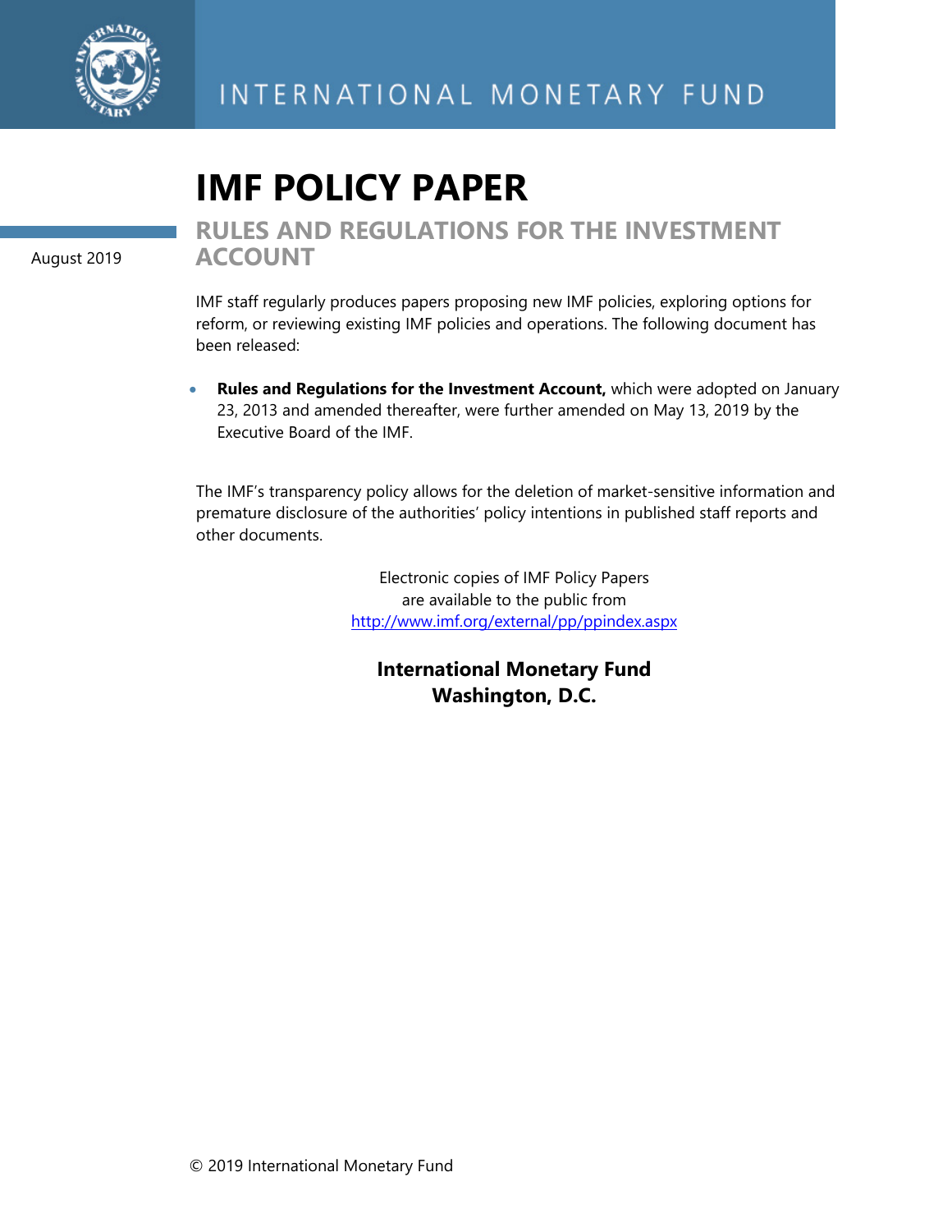INTERNATIONAL MONETARY FUND

# IMF POLICY PAPER

## RULES AND REGULATIONS FOR THE INVESTMENT ACCOUNT

August 2019

IMF staff regularly produces papers proposing new IMF policies, exploring options for reform, or reviewing existing IMF policies and operations. The following document has been released:

- **Rules and Regulations for the Investment Account,** which were adopted on January 23, 2013 and amended thereafter, were further amended on May 13, 2019 by the Executive Board of the IMF.

The IMF's transparency policy allows for the deletion of market-sensitive information and premature disclosure of the authorities' policy intentions in published staff reports and other documents.

Electronic copies of IMF Policy Papers
are available to the public from
http://www.imf.org/external/pp/ppindex.aspx

**International Monetary Fund**
**Washington, D.C.**

© 2019 International Monetary Fund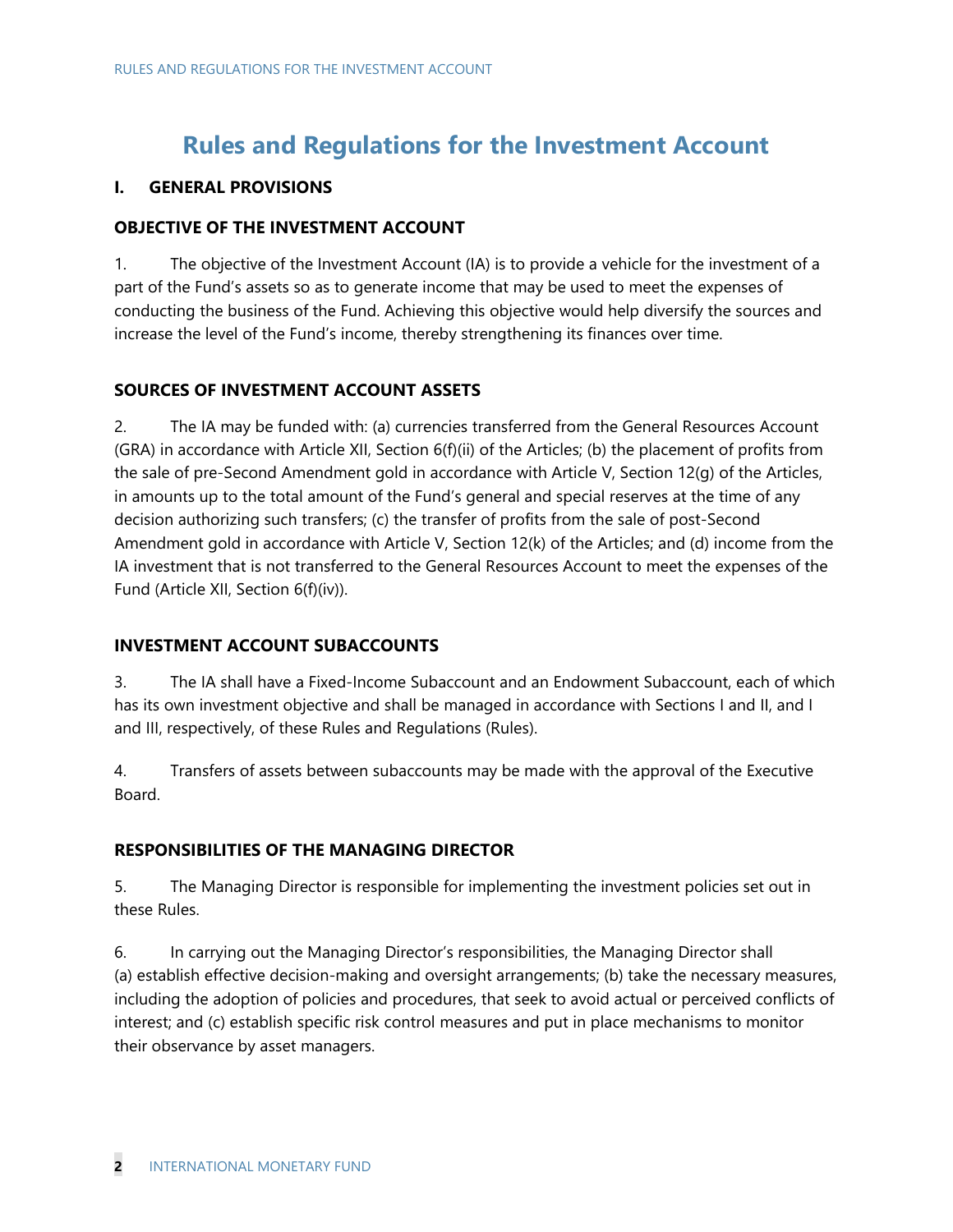# Rules and Regulations for the Investment Account

## I. GENERAL PROVISIONS

### OBJECTIVE OF THE INVESTMENT ACCOUNT

1. The objective of the Investment Account (IA) is to provide a vehicle for the investment of a part of the Fund's assets so as to generate income that may be used to meet the expenses of conducting the business of the Fund. Achieving this objective would help diversify the sources and increase the level of the Fund's income, thereby strengthening its finances over time.

### SOURCES OF INVESTMENT ACCOUNT ASSETS

2. The IA may be funded with: (a) currencies transferred from the General Resources Account (GRA) in accordance with Article XII, Section 6(f)(ii) of the Articles; (b) the placement of profits from the sale of pre-Second Amendment gold in accordance with Article V, Section 12(g) of the Articles, in amounts up to the total amount of the Fund's general and special reserves at the time of any decision authorizing such transfers; (c) the transfer of profits from the sale of post-Second Amendment gold in accordance with Article V, Section 12(k) of the Articles; and (d) income from the IA investment that is not transferred to the General Resources Account to meet the expenses of the Fund (Article XII, Section 6(f)(iv)).

### INVESTMENT ACCOUNT SUBACCOUNTS

3. The IA shall have a Fixed-Income Subaccount and an Endowment Subaccount, each of which has its own investment objective and shall be managed in accordance with Sections I and II, and I and III, respectively, of these Rules and Regulations (Rules).

4. Transfers of assets between subaccounts may be made with the approval of the Executive Board.

### RESPONSIBILITIES OF THE MANAGING DIRECTOR

5. The Managing Director is responsible for implementing the investment policies set out in these Rules.

6. In carrying out the Managing Director's responsibilities, the Managing Director shall (a) establish effective decision-making and oversight arrangements; (b) take the necessary measures, including the adoption of policies and procedures, that seek to avoid actual or perceived conflicts of interest; and (c) establish specific risk control measures and put in place mechanisms to monitor their observance by asset managers.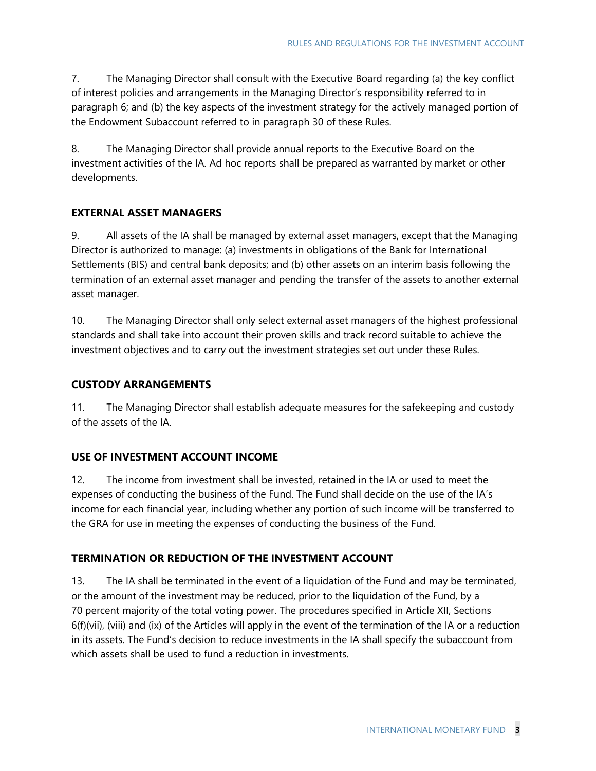7. The Managing Director shall consult with the Executive Board regarding (a) the key conflict of interest policies and arrangements in the Managing Director's responsibility referred to in paragraph 6; and (b) the key aspects of the investment strategy for the actively managed portion of the Endowment Subaccount referred to in paragraph 30 of these Rules.

8. The Managing Director shall provide annual reports to the Executive Board on the investment activities of the IA. Ad hoc reports shall be prepared as warranted by market or other developments.

### EXTERNAL ASSET MANAGERS

9. All assets of the IA shall be managed by external asset managers, except that the Managing Director is authorized to manage: (a) investments in obligations of the Bank for International Settlements (BIS) and central bank deposits; and (b) other assets on an interim basis following the termination of an external asset manager and pending the transfer of the assets to another external asset manager.

10. The Managing Director shall only select external asset managers of the highest professional standards and shall take into account their proven skills and track record suitable to achieve the investment objectives and to carry out the investment strategies set out under these Rules.

### CUSTODY ARRANGEMENTS

11. The Managing Director shall establish adequate measures for the safekeeping and custody of the assets of the IA.

### USE OF INVESTMENT ACCOUNT INCOME

12. The income from investment shall be invested, retained in the IA or used to meet the expenses of conducting the business of the Fund. The Fund shall decide on the use of the IA's income for each financial year, including whether any portion of such income will be transferred to the GRA for use in meeting the expenses of conducting the business of the Fund.

### TERMINATION OR REDUCTION OF THE INVESTMENT ACCOUNT

13. The IA shall be terminated in the event of a liquidation of the Fund and may be terminated, or the amount of the investment may be reduced, prior to the liquidation of the Fund, by a 70 percent majority of the total voting power. The procedures specified in Article XII, Sections 6(f)(vii), (viii) and (ix) of the Articles will apply in the event of the termination of the IA or a reduction in its assets. The Fund's decision to reduce investments in the IA shall specify the subaccount from which assets shall be used to fund a reduction in investments.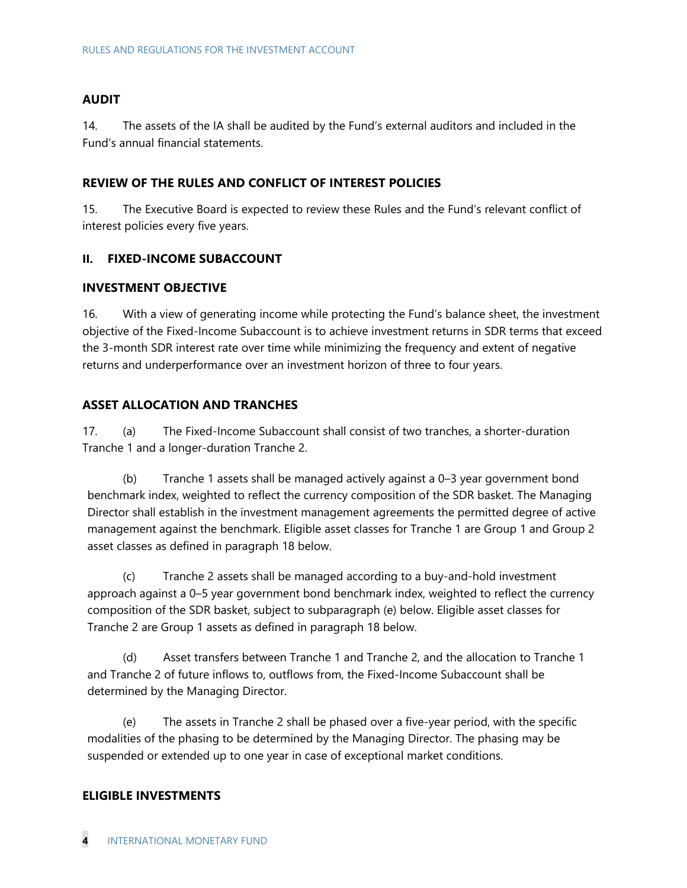### AUDIT

14. The assets of the IA shall be audited by the Fund's external auditors and included in the Fund's annual financial statements.

### REVIEW OF THE RULES AND CONFLICT OF INTEREST POLICIES

15. The Executive Board is expected to review these Rules and the Fund's relevant conflict of interest policies every five years.

## II. FIXED-INCOME SUBACCOUNT

### INVESTMENT OBJECTIVE

16. With a view of generating income while protecting the Fund's balance sheet, the investment objective of the Fixed-Income Subaccount is to achieve investment returns in SDR terms that exceed the 3-month SDR interest rate over time while minimizing the frequency and extent of negative returns and underperformance over an investment horizon of three to four years.

### ASSET ALLOCATION AND TRANCHES

17. (a) The Fixed-Income Subaccount shall consist of two tranches, a shorter-duration Tranche 1 and a longer-duration Tranche 2.

(b) Tranche 1 assets shall be managed actively against a 0–3 year government bond benchmark index, weighted to reflect the currency composition of the SDR basket. The Managing Director shall establish in the investment management agreements the permitted degree of active management against the benchmark. Eligible asset classes for Tranche 1 are Group 1 and Group 2 asset classes as defined in paragraph 18 below.

(c) Tranche 2 assets shall be managed according to a buy-and-hold investment approach against a 0–5 year government bond benchmark index, weighted to reflect the currency composition of the SDR basket, subject to subparagraph (e) below. Eligible asset classes for Tranche 2 are Group 1 assets as defined in paragraph 18 below.

(d) Asset transfers between Tranche 1 and Tranche 2, and the allocation to Tranche 1 and Tranche 2 of future inflows to, outflows from, the Fixed-Income Subaccount shall be determined by the Managing Director.

(e) The assets in Tranche 2 shall be phased over a five-year period, with the specific modalities of the phasing to be determined by the Managing Director. The phasing may be suspended or extended up to one year in case of exceptional market conditions.

### ELIGIBLE INVESTMENTS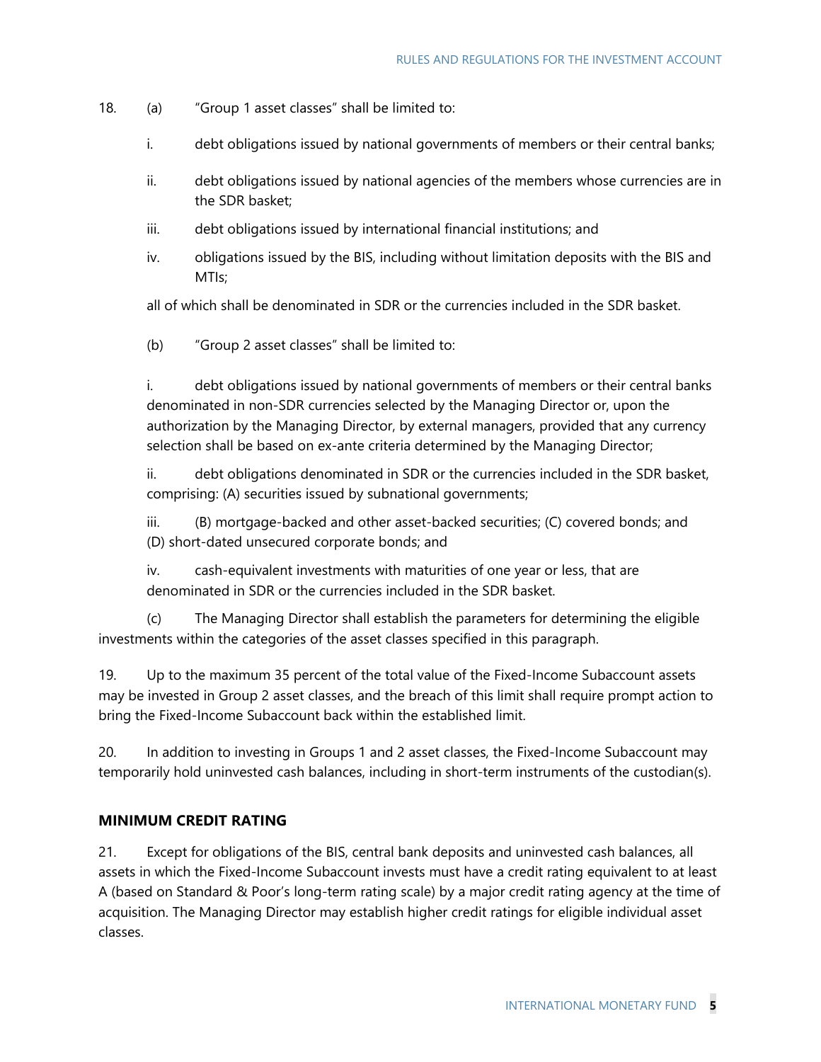18. (a) "Group 1 asset classes" shall be limited to:

   i. debt obligations issued by national governments of members or their central banks;

   ii. debt obligations issued by national agencies of the members whose currencies are in the SDR basket;

   iii. debt obligations issued by international financial institutions; and

   iv. obligations issued by the BIS, including without limitation deposits with the BIS and MTIs;

   all of which shall be denominated in SDR or the currencies included in the SDR basket.

   (b) "Group 2 asset classes" shall be limited to:

   i. debt obligations issued by national governments of members or their central banks denominated in non-SDR currencies selected by the Managing Director or, upon the authorization by the Managing Director, by external managers, provided that any currency selection shall be based on ex-ante criteria determined by the Managing Director;

   ii. debt obligations denominated in SDR or the currencies included in the SDR basket, comprising: (A) securities issued by subnational governments;

   iii. (B) mortgage-backed and other asset-backed securities; (C) covered bonds; and (D) short-dated unsecured corporate bonds; and

   iv. cash-equivalent investments with maturities of one year or less, that are denominated in SDR or the currencies included in the SDR basket.

   (c) The Managing Director shall establish the parameters for determining the eligible investments within the categories of the asset classes specified in this paragraph.

19. Up to the maximum 35 percent of the total value of the Fixed-Income Subaccount assets may be invested in Group 2 asset classes, and the breach of this limit shall require prompt action to bring the Fixed-Income Subaccount back within the established limit.

20. In addition to investing in Groups 1 and 2 asset classes, the Fixed-Income Subaccount may temporarily hold uninvested cash balances, including in short-term instruments of the custodian(s).

## MINIMUM CREDIT RATING

21. Except for obligations of the BIS, central bank deposits and uninvested cash balances, all assets in which the Fixed-Income Subaccount invests must have a credit rating equivalent to at least A (based on Standard & Poor's long-term rating scale) by a major credit rating agency at the time of acquisition. The Managing Director may establish higher credit ratings for eligible individual asset classes.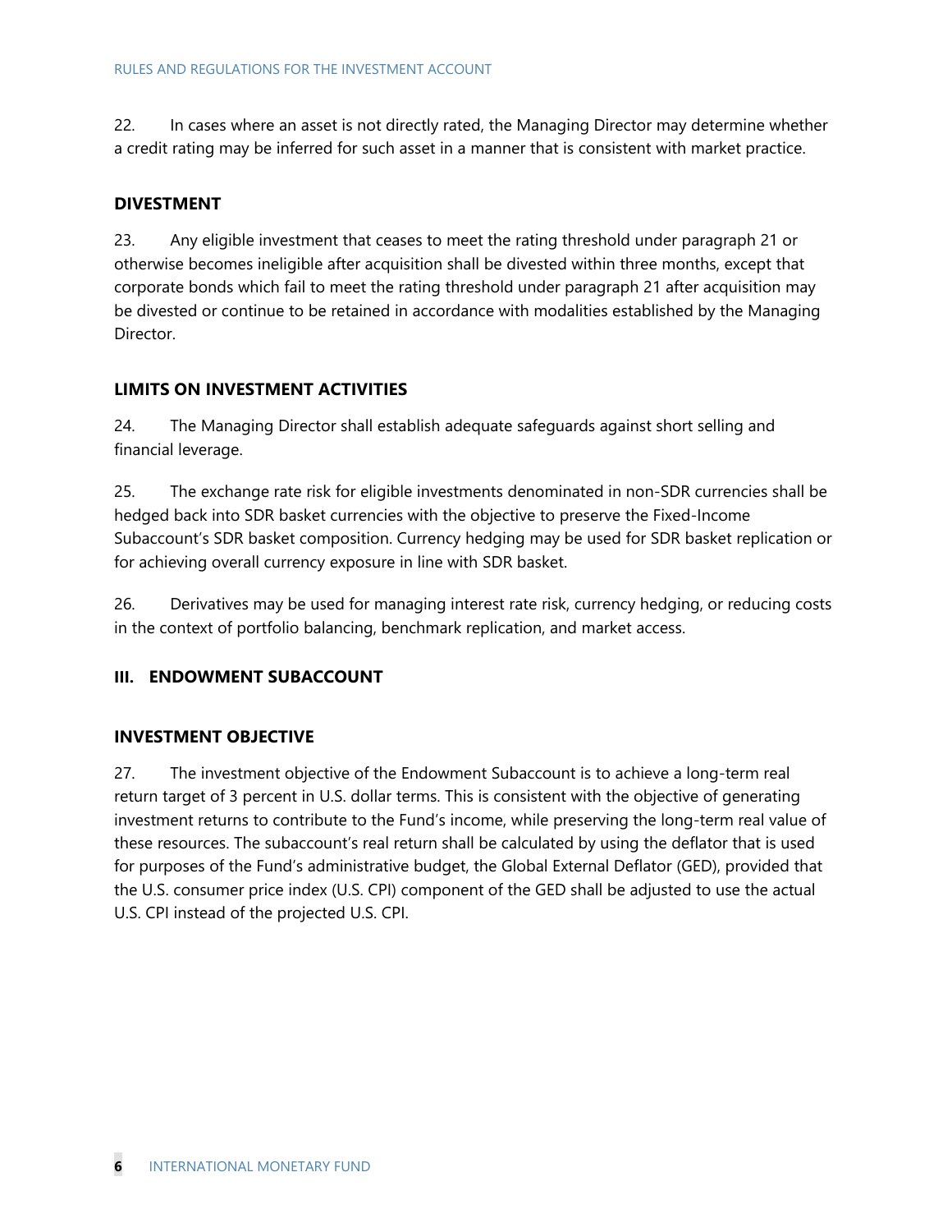22. In cases where an asset is not directly rated, the Managing Director may determine whether a credit rating may be inferred for such asset in a manner that is consistent with market practice.

### DIVESTMENT

23. Any eligible investment that ceases to meet the rating threshold under paragraph 21 or otherwise becomes ineligible after acquisition shall be divested within three months, except that corporate bonds which fail to meet the rating threshold under paragraph 21 after acquisition may be divested or continue to be retained in accordance with modalities established by the Managing Director.

### LIMITS ON INVESTMENT ACTIVITIES

24. The Managing Director shall establish adequate safeguards against short selling and financial leverage.

25. The exchange rate risk for eligible investments denominated in non-SDR currencies shall be hedged back into SDR basket currencies with the objective to preserve the Fixed-Income Subaccount's SDR basket composition. Currency hedging may be used for SDR basket replication or for achieving overall currency exposure in line with SDR basket.

26. Derivatives may be used for managing interest rate risk, currency hedging, or reducing costs in the context of portfolio balancing, benchmark replication, and market access.

## III. ENDOWMENT SUBACCOUNT

### INVESTMENT OBJECTIVE

27. The investment objective of the Endowment Subaccount is to achieve a long-term real return target of 3 percent in U.S. dollar terms. This is consistent with the objective of generating investment returns to contribute to the Fund's income, while preserving the long-term real value of these resources. The subaccount's real return shall be calculated by using the deflator that is used for purposes of the Fund's administrative budget, the Global External Deflator (GED), provided that the U.S. consumer price index (U.S. CPI) component of the GED shall be adjusted to use the actual U.S. CPI instead of the projected U.S. CPI.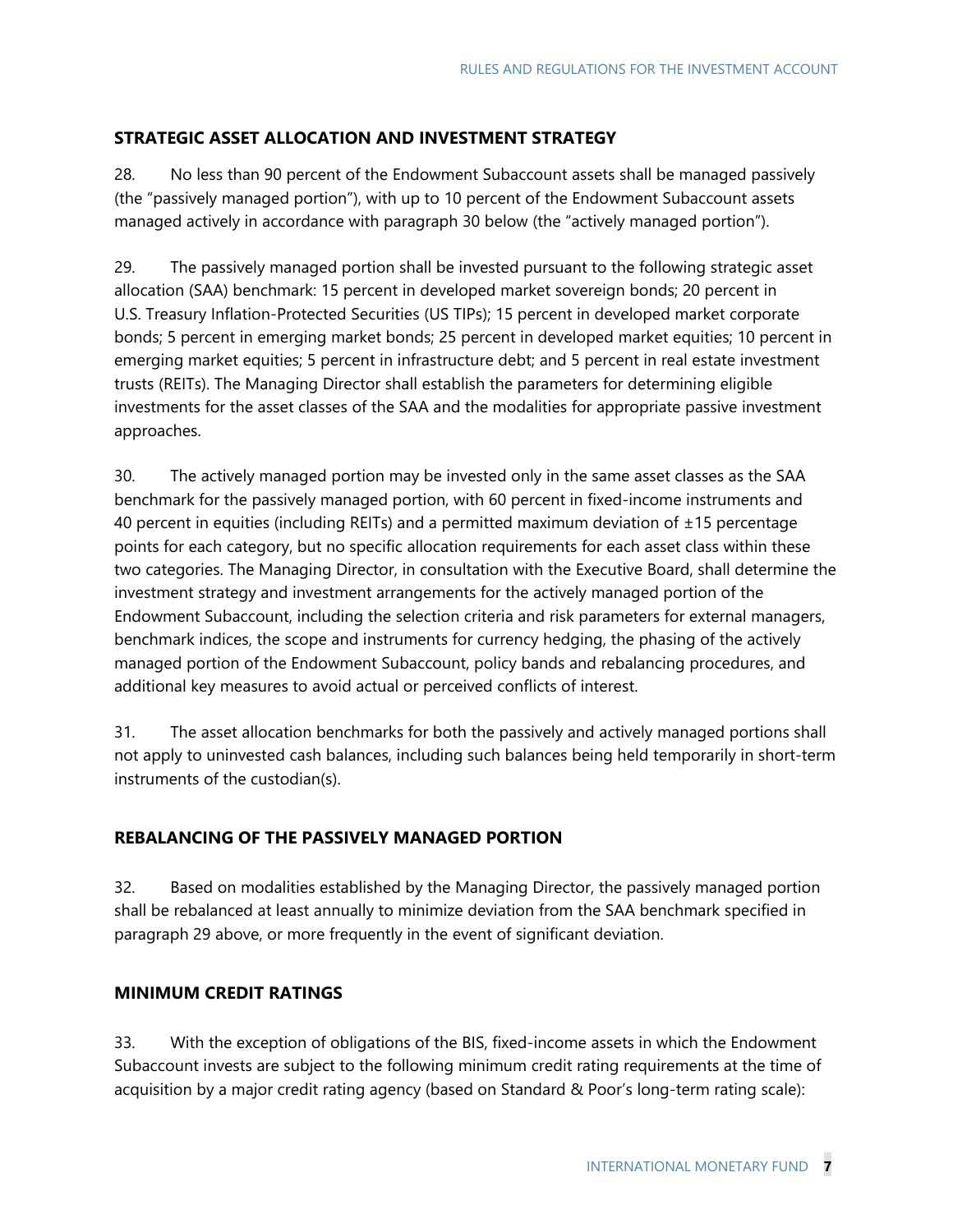## STRATEGIC ASSET ALLOCATION AND INVESTMENT STRATEGY

28. No less than 90 percent of the Endowment Subaccount assets shall be managed passively (the "passively managed portion"), with up to 10 percent of the Endowment Subaccount assets managed actively in accordance with paragraph 30 below (the "actively managed portion").

29. The passively managed portion shall be invested pursuant to the following strategic asset allocation (SAA) benchmark: 15 percent in developed market sovereign bonds; 20 percent in U.S. Treasury Inflation-Protected Securities (US TIPs); 15 percent in developed market corporate bonds; 5 percent in emerging market bonds; 25 percent in developed market equities; 10 percent in emerging market equities; 5 percent in infrastructure debt; and 5 percent in real estate investment trusts (REITs). The Managing Director shall establish the parameters for determining eligible investments for the asset classes of the SAA and the modalities for appropriate passive investment approaches.

30. The actively managed portion may be invested only in the same asset classes as the SAA benchmark for the passively managed portion, with 60 percent in fixed-income instruments and 40 percent in equities (including REITs) and a permitted maximum deviation of ±15 percentage points for each category, but no specific allocation requirements for each asset class within these two categories. The Managing Director, in consultation with the Executive Board, shall determine the investment strategy and investment arrangements for the actively managed portion of the Endowment Subaccount, including the selection criteria and risk parameters for external managers, benchmark indices, the scope and instruments for currency hedging, the phasing of the actively managed portion of the Endowment Subaccount, policy bands and rebalancing procedures, and additional key measures to avoid actual or perceived conflicts of interest.

31. The asset allocation benchmarks for both the passively and actively managed portions shall not apply to uninvested cash balances, including such balances being held temporarily in short-term instruments of the custodian(s).

## REBALANCING OF THE PASSIVELY MANAGED PORTION

32. Based on modalities established by the Managing Director, the passively managed portion shall be rebalanced at least annually to minimize deviation from the SAA benchmark specified in paragraph 29 above, or more frequently in the event of significant deviation.

## MINIMUM CREDIT RATINGS

33. With the exception of obligations of the BIS, fixed-income assets in which the Endowment Subaccount invests are subject to the following minimum credit rating requirements at the time of acquisition by a major credit rating agency (based on Standard & Poor's long-term rating scale):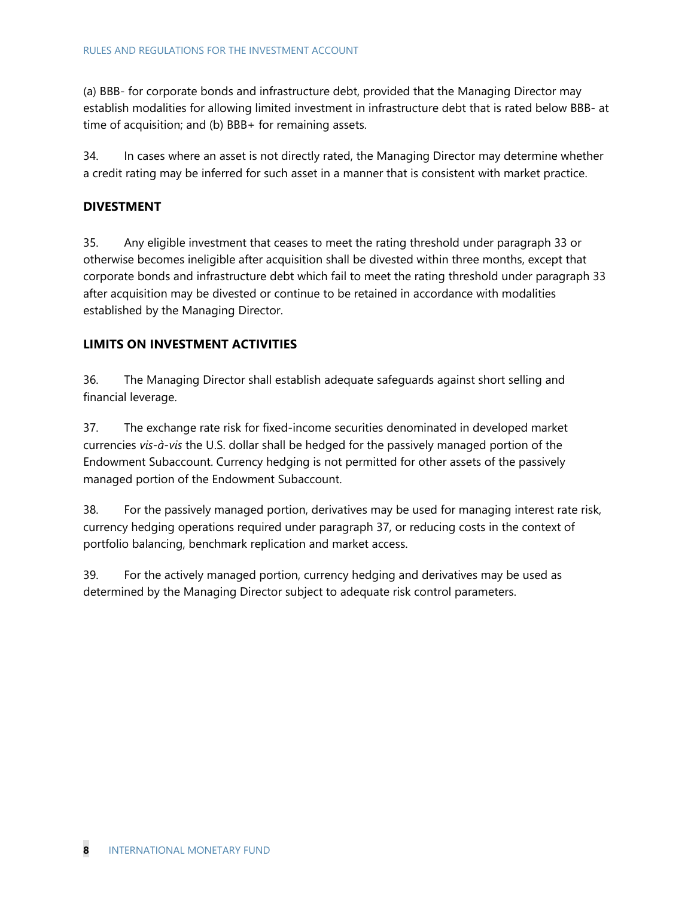(a) BBB- for corporate bonds and infrastructure debt, provided that the Managing Director may establish modalities for allowing limited investment in infrastructure debt that is rated below BBB- at time of acquisition; and (b) BBB+ for remaining assets.

34. In cases where an asset is not directly rated, the Managing Director may determine whether a credit rating may be inferred for such asset in a manner that is consistent with market practice.

## DIVESTMENT

35. Any eligible investment that ceases to meet the rating threshold under paragraph 33 or otherwise becomes ineligible after acquisition shall be divested within three months, except that corporate bonds and infrastructure debt which fail to meet the rating threshold under paragraph 33 after acquisition may be divested or continue to be retained in accordance with modalities established by the Managing Director.

## LIMITS ON INVESTMENT ACTIVITIES

36. The Managing Director shall establish adequate safeguards against short selling and financial leverage.

37. The exchange rate risk for fixed-income securities denominated in developed market currencies *vis-à-vis* the U.S. dollar shall be hedged for the passively managed portion of the Endowment Subaccount. Currency hedging is not permitted for other assets of the passively managed portion of the Endowment Subaccount.

38. For the passively managed portion, derivatives may be used for managing interest rate risk, currency hedging operations required under paragraph 37, or reducing costs in the context of portfolio balancing, benchmark replication and market access.

39. For the actively managed portion, currency hedging and derivatives may be used as determined by the Managing Director subject to adequate risk control parameters.